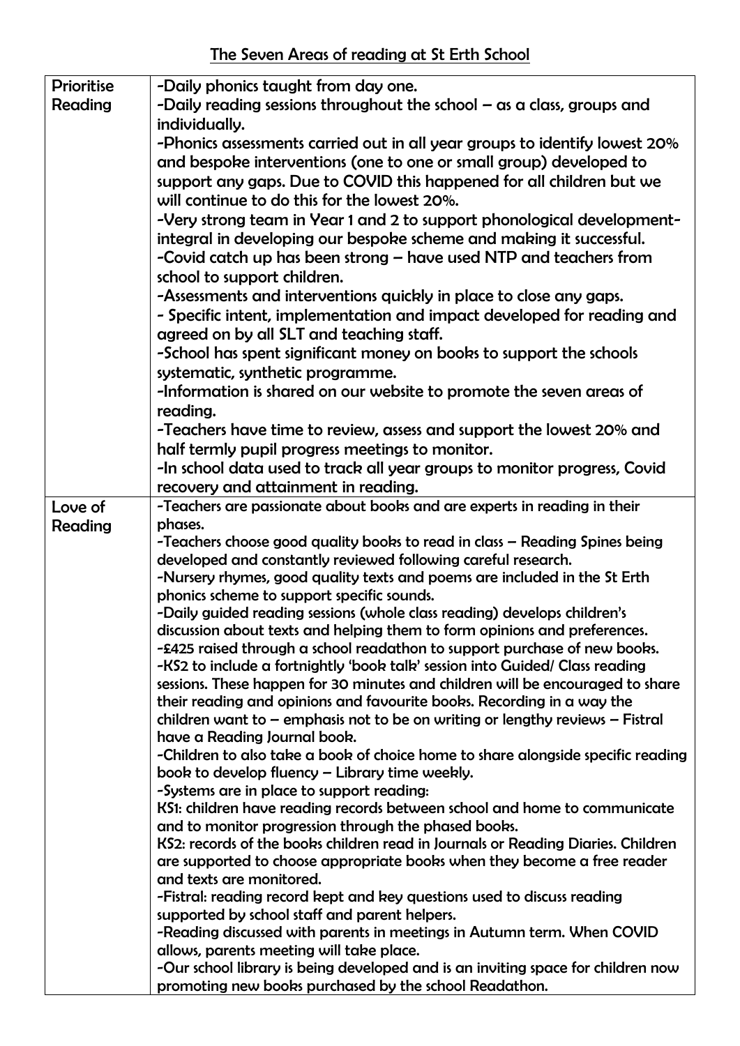# The Seven Areas of reading at St Erth School

| | |
|---|---|
| Prioritise Reading | -Daily phonics taught from day one.<br>-Daily reading sessions throughout the school – as a class, groups and individually.<br>-Phonics assessments carried out in all year groups to identify lowest 20% and bespoke interventions (one to one or small group) developed to support any gaps. Due to COVID this happened for all children but we will continue to do this for the lowest 20%.<br>-Very strong team in Year 1 and 2 to support phonological development- integral in developing our bespoke scheme and making it successful.<br>-Covid catch up has been strong – have used NTP and teachers from school to support children.<br>-Assessments and interventions quickly in place to close any gaps.<br>- Specific intent, implementation and impact developed for reading and agreed on by all SLT and teaching staff.<br>-School has spent significant money on books to support the schools systematic, synthetic programme.<br>-Information is shared on our website to promote the seven areas of reading.<br>-Teachers have time to review, assess and support the lowest 20% and half termly pupil progress meetings to monitor.<br>-In school data used to track all year groups to monitor progress, Covid recovery and attainment in reading. |
| Love of Reading | -Teachers are passionate about books and are experts in reading in their phases.<br>-Teachers choose good quality books to read in class – Reading Spines being developed and constantly reviewed following careful research.<br>-Nursery rhymes, good quality texts and poems are included in the St Erth phonics scheme to support specific sounds.<br>-Daily guided reading sessions (whole class reading) develops children's discussion about texts and helping them to form opinions and preferences.<br>-£425 raised through a school readathon to support purchase of new books.<br>-KS2 to include a fortnightly 'book talk' session into Guided/ Class reading sessions. These happen for 30 minutes and children will be encouraged to share their reading and opinions and favourite books. Recording in a way the children want to – emphasis not to be on writing or lengthy reviews – Fistral have a Reading Journal book.<br>-Children to also take a book of choice home to share alongside specific reading book to develop fluency – Library time weekly.<br>-Systems are in place to support reading:<br>KS1: children have reading records between school and home to communicate and to monitor progression through the phased books.<br>KS2: records of the books children read in Journals or Reading Diaries. Children are supported to choose appropriate books when they become a free reader and texts are monitored.<br>-Fistral: reading record kept and key questions used to discuss reading supported by school staff and parent helpers.<br>-Reading discussed with parents in meetings in Autumn term. When COVID allows, parents meeting will take place.<br>-Our school library is being developed and is an inviting space for children now promoting new books purchased by the school Readathon. |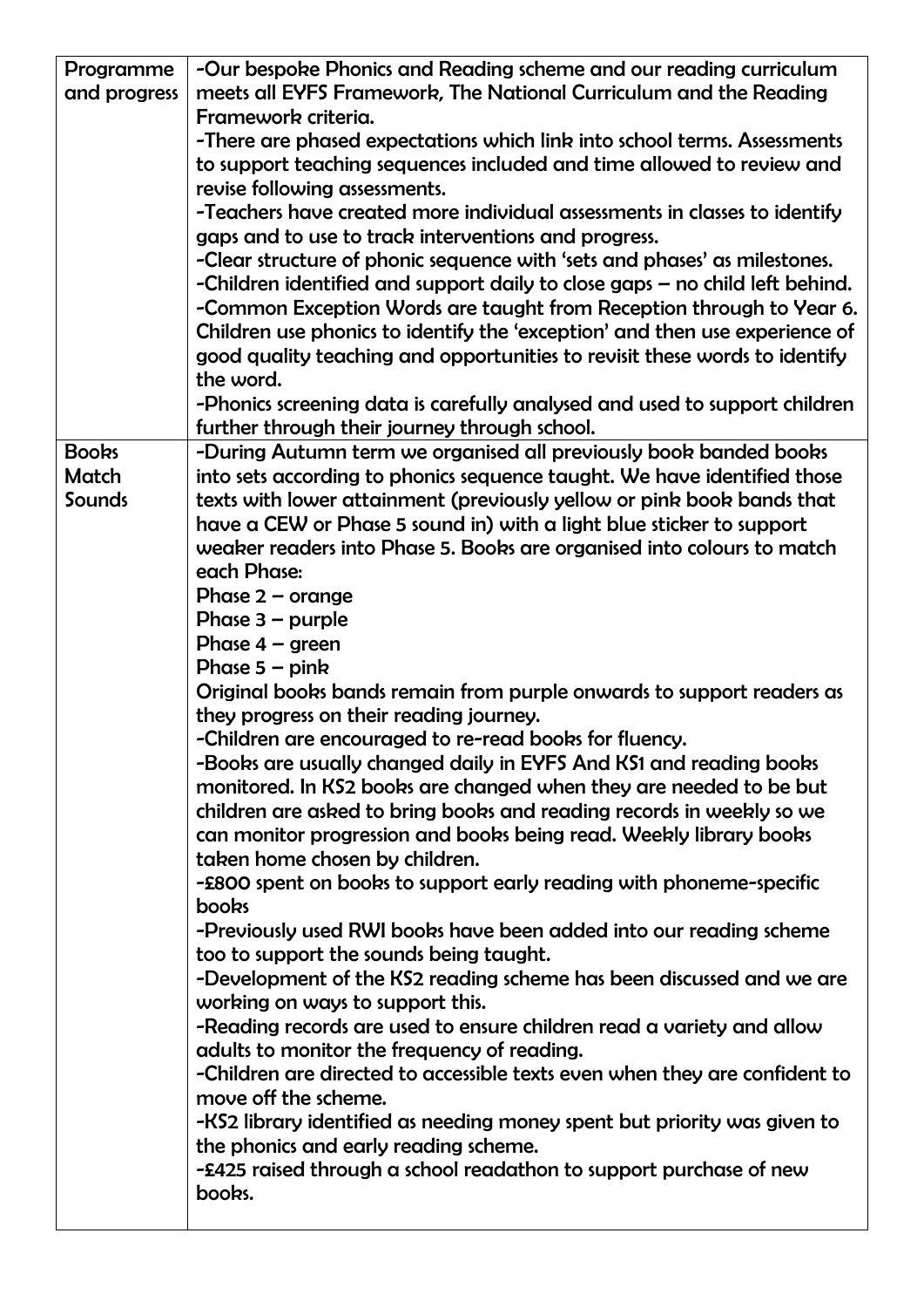| | |
|---|---|
| Programme and progress | -Our bespoke Phonics and Reading scheme and our reading curriculum meets all EYFS Framework, The National Curriculum and the Reading Framework criteria.<br>-There are phased expectations which link into school terms. Assessments to support teaching sequences included and time allowed to review and revise following assessments.<br>-Teachers have created more individual assessments in classes to identify gaps and to use to track interventions and progress.<br>-Clear structure of phonic sequence with 'sets and phases' as milestones.<br>-Children identified and support daily to close gaps – no child left behind.<br>-Common Exception Words are taught from Reception through to Year 6. Children use phonics to identify the 'exception' and then use experience of good quality teaching and opportunities to revisit these words to identify the word.<br>-Phonics screening data is carefully analysed and used to support children further through their journey through school. |
| Books Match Sounds | -During Autumn term we organised all previously book banded books into sets according to phonics sequence taught. We have identified those texts with lower attainment (previously yellow or pink book bands that have a CEW or Phase 5 sound in) with a light blue sticker to support weaker readers into Phase 5. Books are organised into colours to match each Phase:<br>Phase 2 – orange<br>Phase 3 – purple<br>Phase 4 – green<br>Phase 5 – pink<br>Original books bands remain from purple onwards to support readers as they progress on their reading journey.<br>-Children are encouraged to re-read books for fluency.<br>-Books are usually changed daily in EYFS And KS1 and reading books monitored. In KS2 books are changed when they are needed to be but children are asked to bring books and reading records in weekly so we can monitor progression and books being read. Weekly library books taken home chosen by children.<br>-£800 spent on books to support early reading with phoneme-specific books<br>-Previously used RWI books have been added into our reading scheme too to support the sounds being taught.<br>-Development of the KS2 reading scheme has been discussed and we are working on ways to support this.<br>-Reading records are used to ensure children read a variety and allow adults to monitor the frequency of reading.<br>-Children are directed to accessible texts even when they are confident to move off the scheme.<br>-KS2 library identified as needing money spent but priority was given to the phonics and early reading scheme.<br>-£425 raised through a school readathon to support purchase of new books. |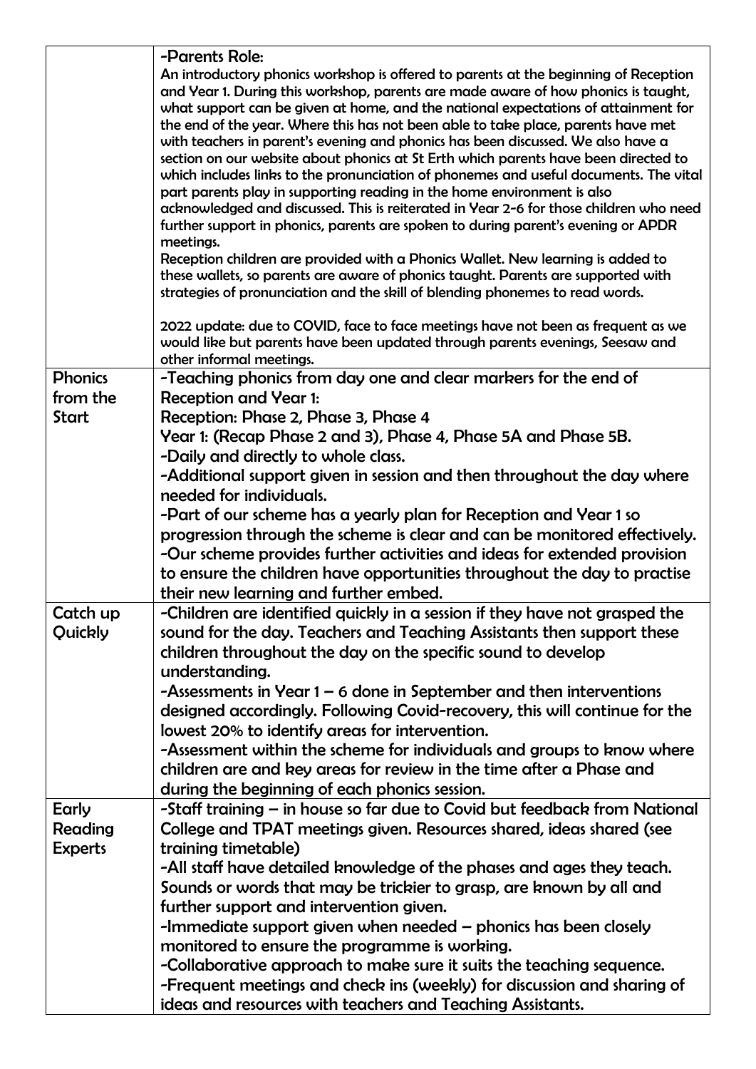| | |
|---|---|
| | -Parents Role:<br>An introductory phonics workshop is offered to parents at the beginning of Reception and Year 1. During this workshop, parents are made aware of how phonics is taught, what support can be given at home, and the national expectations of attainment for the end of the year. Where this has not been able to take place, parents have met with teachers in parent's evening and phonics has been discussed. We also have a section on our website about phonics at St Erth which parents have been directed to which includes links to the pronunciation of phonemes and useful documents. The vital part parents play in supporting reading in the home environment is also acknowledged and discussed. This is reiterated in Year 2-6 for those children who need further support in phonics, parents are spoken to during parent's evening or APDR meetings.<br>Reception children are provided with a Phonics Wallet. New learning is added to these wallets, so parents are aware of phonics taught. Parents are supported with strategies of pronunciation and the skill of blending phonemes to read words.<br><br>2022 update: due to COVID, face to face meetings have not been as frequent as we would like but parents have been updated through parents evenings, Seesaw and other informal meetings. |
| Phonics from the Start | -Teaching phonics from day one and clear markers for the end of Reception and Year 1:<br>Reception: Phase 2, Phase 3, Phase 4<br>Year 1: (Recap Phase 2 and 3), Phase 4, Phase 5A and Phase 5B.<br>-Daily and directly to whole class.<br>-Additional support given in session and then throughout the day where needed for individuals.<br>-Part of our scheme has a yearly plan for Reception and Year 1 so progression through the scheme is clear and can be monitored effectively.<br>-Our scheme provides further activities and ideas for extended provision to ensure the children have opportunities throughout the day to practise their new learning and further embed. |
| Catch up Quickly | -Children are identified quickly in a session if they have not grasped the sound for the day. Teachers and Teaching Assistants then support these children throughout the day on the specific sound to develop understanding.<br>-Assessments in Year 1 – 6 done in September and then interventions designed accordingly. Following Covid-recovery, this will continue for the lowest 20% to identify areas for intervention.<br>-Assessment within the scheme for individuals and groups to know where children are and key areas for review in the time after a Phase and during the beginning of each phonics session. |
| Early Reading Experts | -Staff training – in house so far due to Covid but feedback from National College and TPAT meetings given. Resources shared, ideas shared (see training timetable)<br>-All staff have detailed knowledge of the phases and ages they teach. Sounds or words that may be trickier to grasp, are known by all and further support and intervention given.<br>-Immediate support given when needed – phonics has been closely monitored to ensure the programme is working.<br>-Collaborative approach to make sure it suits the teaching sequence.<br>-Frequent meetings and check ins (weekly) for discussion and sharing of ideas and resources with teachers and Teaching Assistants. |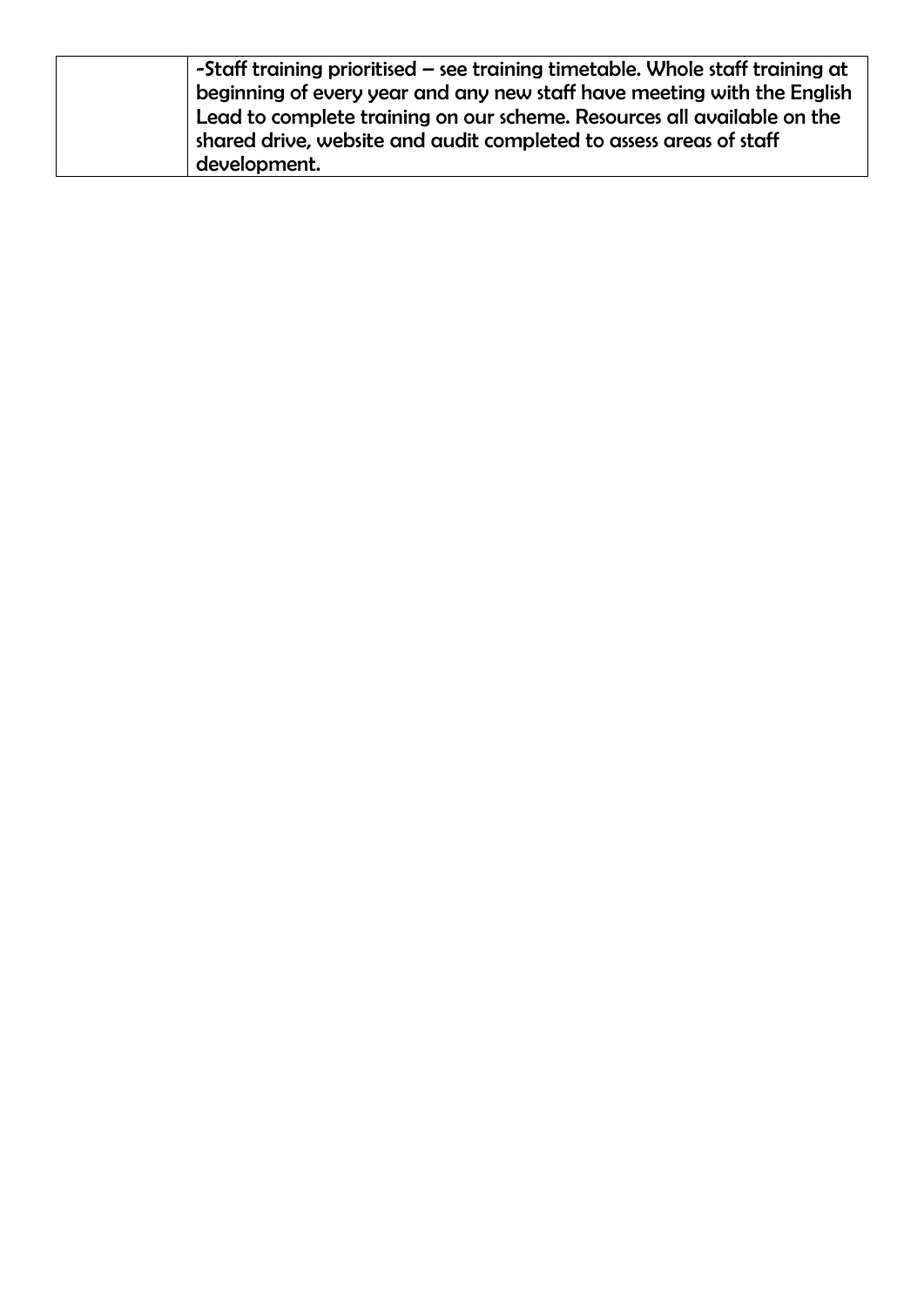| | |
|---|---|
| | -Staff training prioritised – see training timetable. Whole staff training at beginning of every year and any new staff have meeting with the English Lead to complete training on our scheme. Resources all available on the shared drive, website and audit completed to assess areas of staff development. |